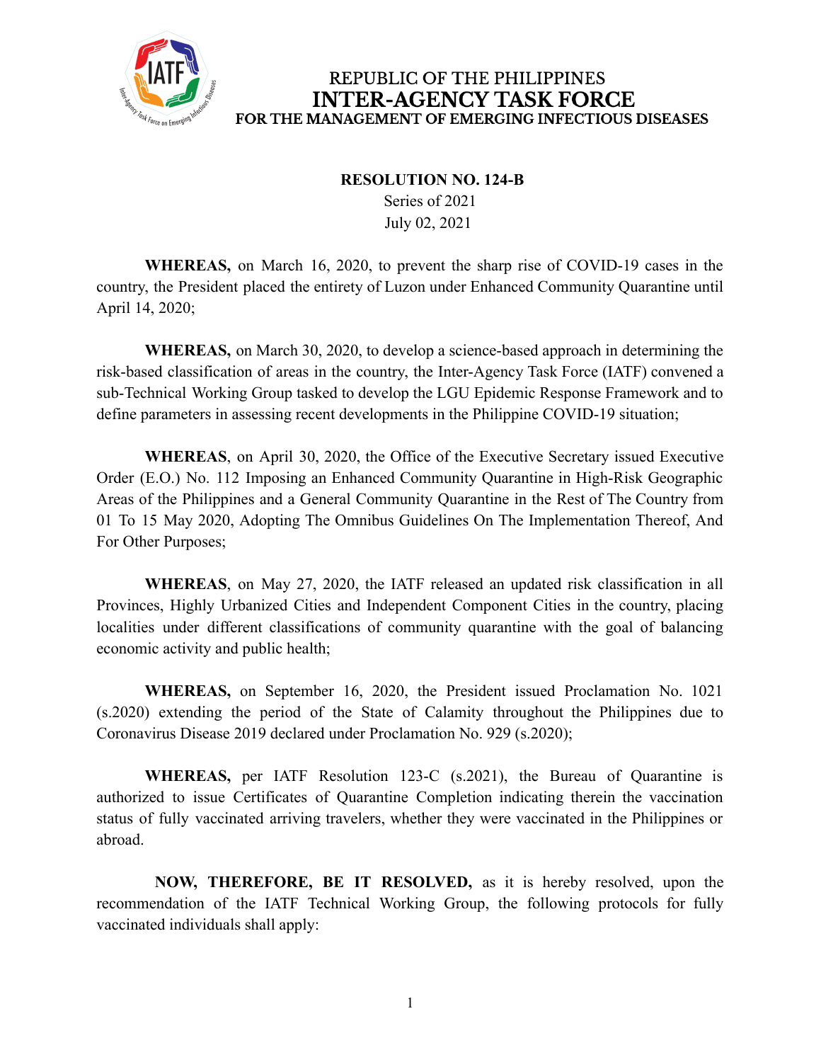REPUBLIC OF THE PHILIPPINES
# INTER-AGENCY TASK FORCE
**FOR THE MANAGEMENT OF EMERGING INFECTIOUS DISEASES**

**RESOLUTION NO. 124-B**
Series of 2021
July 02, 2021

**WHEREAS,** on March 16, 2020, to prevent the sharp rise of COVID-19 cases in the country, the President placed the entirety of Luzon under Enhanced Community Quarantine until April 14, 2020;

**WHEREAS,** on March 30, 2020, to develop a science-based approach in determining the risk-based classification of areas in the country, the Inter-Agency Task Force (IATF) convened a sub-Technical Working Group tasked to develop the LGU Epidemic Response Framework and to define parameters in assessing recent developments in the Philippine COVID-19 situation;

**WHEREAS**, on April 30, 2020, the Office of the Executive Secretary issued Executive Order (E.O.) No. 112 Imposing an Enhanced Community Quarantine in High-Risk Geographic Areas of the Philippines and a General Community Quarantine in the Rest of The Country from 01 To 15 May 2020, Adopting The Omnibus Guidelines On The Implementation Thereof, And For Other Purposes;

**WHEREAS**, on May 27, 2020, the IATF released an updated risk classification in all Provinces, Highly Urbanized Cities and Independent Component Cities in the country, placing localities under different classifications of community quarantine with the goal of balancing economic activity and public health;

**WHEREAS,** on September 16, 2020, the President issued Proclamation No. 1021 (s.2020) extending the period of the State of Calamity throughout the Philippines due to Coronavirus Disease 2019 declared under Proclamation No. 929 (s.2020);

**WHEREAS,** per IATF Resolution 123-C (s.2021), the Bureau of Quarantine is authorized to issue Certificates of Quarantine Completion indicating therein the vaccination status of fully vaccinated arriving travelers, whether they were vaccinated in the Philippines or abroad.

**NOW, THEREFORE, BE IT RESOLVED,** as it is hereby resolved, upon the recommendation of the IATF Technical Working Group, the following protocols for fully vaccinated individuals shall apply: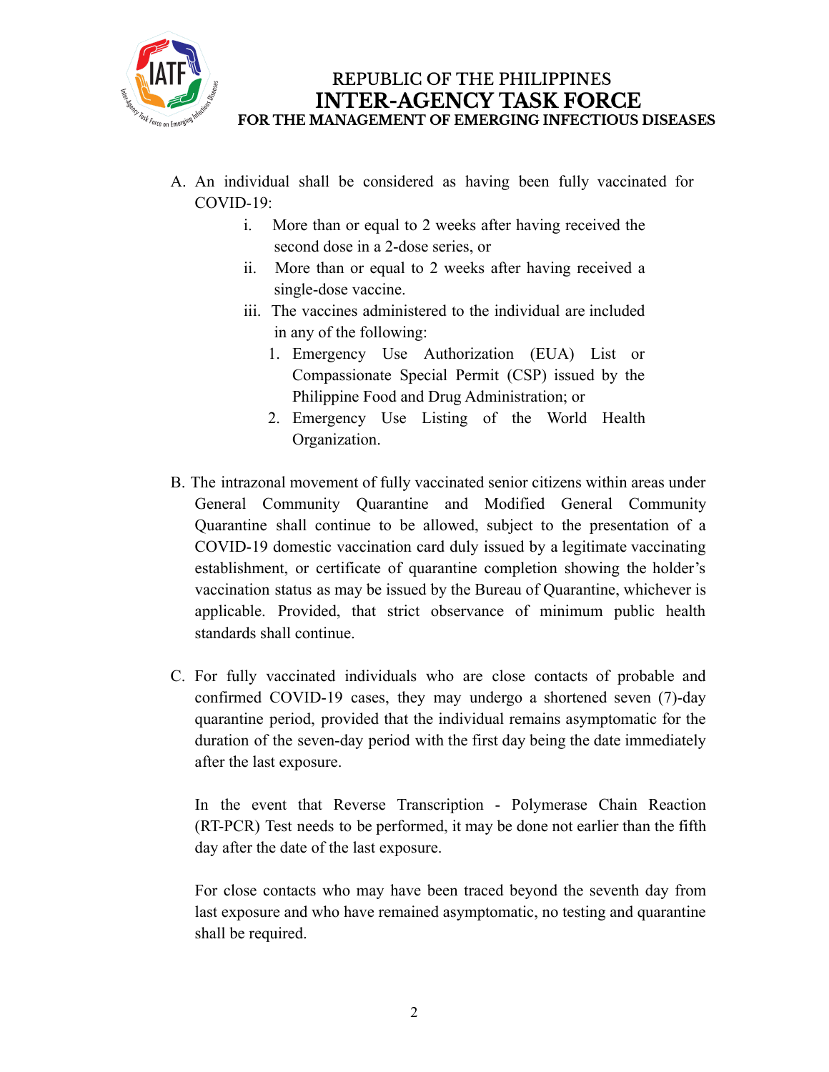A. An individual shall be considered as having been fully vaccinated for COVID-19:

   i. More than or equal to 2 weeks after having received the second dose in a 2-dose series, or

   ii. More than or equal to 2 weeks after having received a single-dose vaccine.

   iii. The vaccines administered to the individual are included in any of the following:

      1. Emergency Use Authorization (EUA) List or Compassionate Special Permit (CSP) issued by the Philippine Food and Drug Administration; or

      2. Emergency Use Listing of the World Health Organization.

B. The intrazonal movement of fully vaccinated senior citizens within areas under General Community Quarantine and Modified General Community Quarantine shall continue to be allowed, subject to the presentation of a COVID-19 domestic vaccination card duly issued by a legitimate vaccinating establishment, or certificate of quarantine completion showing the holder's vaccination status as may be issued by the Bureau of Quarantine, whichever is applicable. Provided, that strict observance of minimum public health standards shall continue.

C. For fully vaccinated individuals who are close contacts of probable and confirmed COVID-19 cases, they may undergo a shortened seven (7)-day quarantine period, provided that the individual remains asymptomatic for the duration of the seven-day period with the first day being the date immediately after the last exposure.

   In the event that Reverse Transcription - Polymerase Chain Reaction (RT-PCR) Test needs to be performed, it may be done not earlier than the fifth day after the date of the last exposure.

   For close contacts who may have been traced beyond the seventh day from last exposure and who have remained asymptomatic, no testing and quarantine shall be required.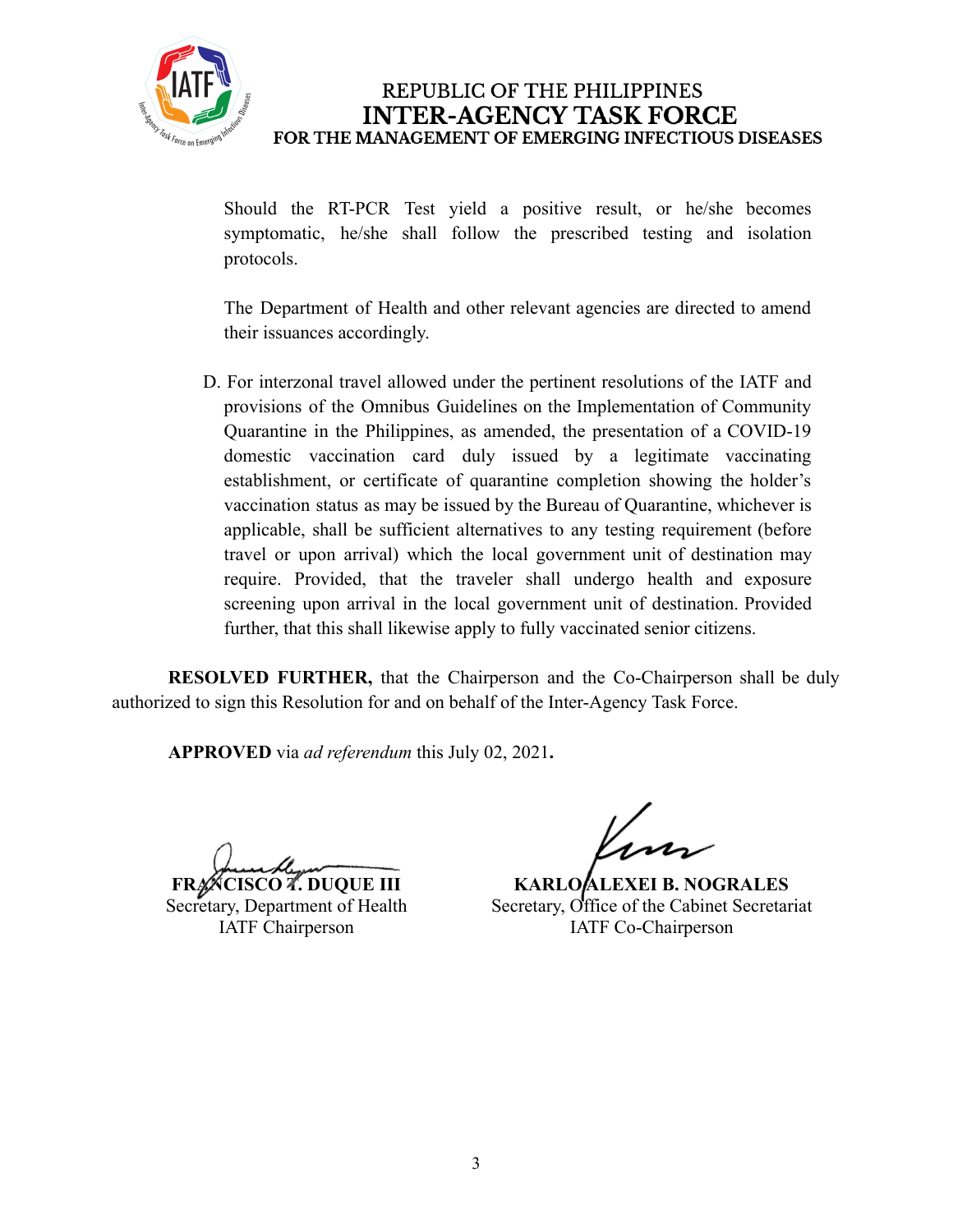Should the RT-PCR Test yield a positive result, or he/she becomes symptomatic, he/she shall follow the prescribed testing and isolation protocols.

The Department of Health and other relevant agencies are directed to amend their issuances accordingly.

D. For interzonal travel allowed under the pertinent resolutions of the IATF and provisions of the Omnibus Guidelines on the Implementation of Community Quarantine in the Philippines, as amended, the presentation of a COVID-19 domestic vaccination card duly issued by a legitimate vaccinating establishment, or certificate of quarantine completion showing the holder's vaccination status as may be issued by the Bureau of Quarantine, whichever is applicable, shall be sufficient alternatives to any testing requirement (before travel or upon arrival) which the local government unit of destination may require. Provided, that the traveler shall undergo health and exposure screening upon arrival in the local government unit of destination. Provided further, that this shall likewise apply to fully vaccinated senior citizens.

**RESOLVED FURTHER,** that the Chairperson and the Co-Chairperson shall be duly authorized to sign this Resolution for and on behalf of the Inter-Agency Task Force.

**APPROVED** via *ad referendum* this July 02, 2021**.**

**FRANCISCO T. DUQUE III**
Secretary, Department of Health
IATF Chairperson

**KARLO ALEXEI B. NOGRALES**
Secretary, Office of the Cabinet Secretariat
IATF Co-Chairperson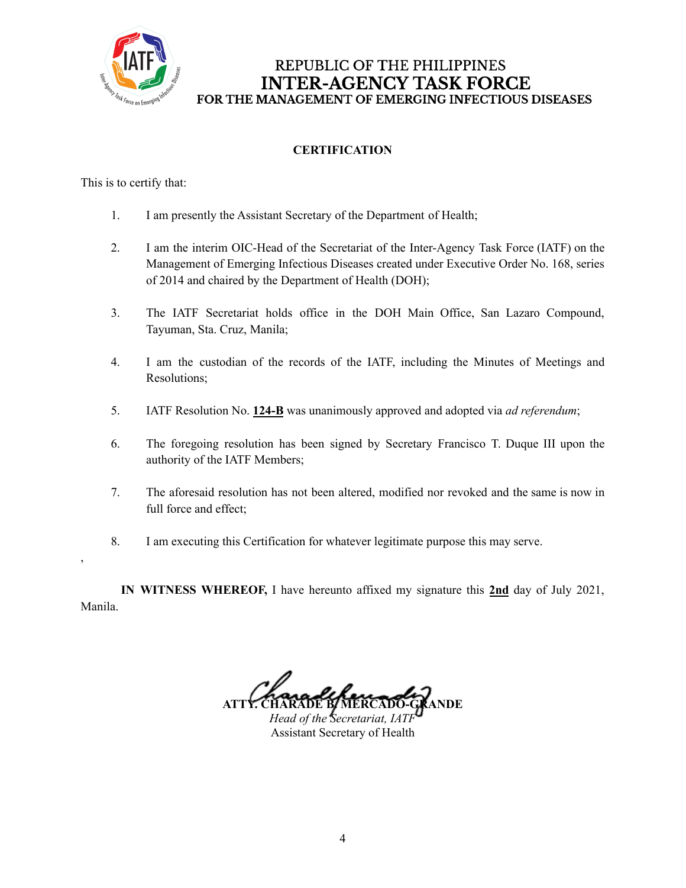REPUBLIC OF THE PHILIPPINES
**INTER-AGENCY TASK FORCE**
**FOR THE MANAGEMENT OF EMERGING INFECTIOUS DISEASES**

**CERTIFICATION**

This is to certify that:

1. I am presently the Assistant Secretary of the Department of Health;

2. I am the interim OIC-Head of the Secretariat of the Inter-Agency Task Force (IATF) on the Management of Emerging Infectious Diseases created under Executive Order No. 168, series of 2014 and chaired by the Department of Health (DOH);

3. The IATF Secretariat holds office in the DOH Main Office, San Lazaro Compound, Tayuman, Sta. Cruz, Manila;

4. I am the custodian of the records of the IATF, including the Minutes of Meetings and Resolutions;

5. IATF Resolution No. **124-B** was unanimously approved and adopted via *ad referendum*;

6. The foregoing resolution has been signed by Secretary Francisco T. Duque III upon the authority of the IATF Members;

7. The aforesaid resolution has not been altered, modified nor revoked and the same is now in full force and effect;

8. I am executing this Certification for whatever legitimate purpose this may serve.

**IN WITNESS WHEREOF,** I have hereunto affixed my signature this **2nd** day of July 2021, Manila.

**ATTY. CHARADE B. MERCADO-GRANDE**
*Head of the Secretariat, IATF*
Assistant Secretary of Health